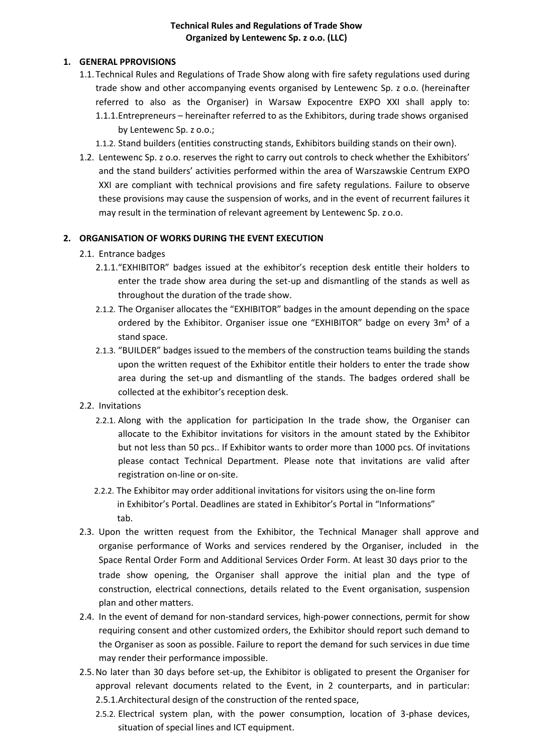**Technical Rules and Regulations of Trade Show**
**Organized by Lentewenc Sp. z o.o. (LLC)**

## 1. GENERAL PPROVISIONS

1.1. Technical Rules and Regulations of Trade Show along with fire safety regulations used during trade show and other accompanying events organised by Lentewenc Sp. z o.o. (hereinafter referred to also as the Organiser) in Warsaw Expocentre EXPO XXI shall apply to:

1.1.1. Entrepreneurs – hereinafter referred to as the Exhibitors, during trade shows organised by Lentewenc Sp. z o.o.;

1.1.2. Stand builders (entities constructing stands, Exhibitors building stands on their own).

1.2. Lentewenc Sp. z o.o. reserves the right to carry out controls to check whether the Exhibitors' and the stand builders' activities performed within the area of Warszawskie Centrum EXPO XXI are compliant with technical provisions and fire safety regulations. Failure to observe these provisions may cause the suspension of works, and in the event of recurrent failures it may result in the termination of relevant agreement by Lentewenc Sp. z o.o.

## 2. ORGANISATION OF WORKS DURING THE EVENT EXECUTION

2.1. Entrance badges

2.1.1. "EXHIBITOR" badges issued at the exhibitor's reception desk entitle their holders to enter the trade show area during the set-up and dismantling of the stands as well as throughout the duration of the trade show.

2.1.2. The Organiser allocates the "EXHIBITOR" badges in the amount depending on the space ordered by the Exhibitor. Organiser issue one "EXHIBITOR" badge on every 3m² of a stand space.

2.1.3. "BUILDER" badges issued to the members of the construction teams building the stands upon the written request of the Exhibitor entitle their holders to enter the trade show area during the set-up and dismantling of the stands. The badges ordered shall be collected at the exhibitor's reception desk.

2.2. Invitations

2.2.1. Along with the application for participation In the trade show, the Organiser can allocate to the Exhibitor invitations for visitors in the amount stated by the Exhibitor but not less than 50 pcs.. If Exhibitor wants to order more than 1000 pcs. Of invitations please contact Technical Department. Please note that invitations are valid after registration on-line or on-site.

2.2.2. The Exhibitor may order additional invitations for visitors using the on-line form in Exhibitor's Portal. Deadlines are stated in Exhibitor's Portal in "Informations" tab.

2.3. Upon the written request from the Exhibitor, the Technical Manager shall approve and organise performance of Works and services rendered by the Organiser, included in the Space Rental Order Form and Additional Services Order Form. At least 30 days prior to the trade show opening, the Organiser shall approve the initial plan and the type of construction, electrical connections, details related to the Event organisation, suspension plan and other matters.

2.4. In the event of demand for non-standard services, high-power connections, permit for show requiring consent and other customized orders, the Exhibitor should report such demand to the Organiser as soon as possible. Failure to report the demand for such services in due time may render their performance impossible.

2.5. No later than 30 days before set-up, the Exhibitor is obligated to present the Organiser for approval relevant documents related to the Event, in 2 counterparts, and in particular:

2.5.1. Architectural design of the construction of the rented space,

2.5.2. Electrical system plan, with the power consumption, location of 3-phase devices, situation of special lines and ICT equipment.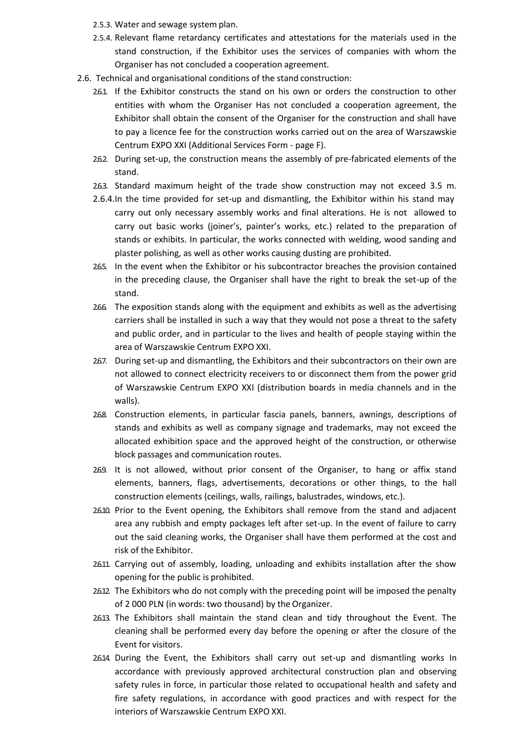2.5.3. Water and sewage system plan.

2.5.4. Relevant flame retardancy certificates and attestations for the materials used in the stand construction, if the Exhibitor uses the services of companies with whom the Organiser has not concluded a cooperation agreement.

2.6. Technical and organisational conditions of the stand construction:

2.6.1. If the Exhibitor constructs the stand on his own or orders the construction to other entities with whom the Organiser Has not concluded a cooperation agreement, the Exhibitor shall obtain the consent of the Organiser for the construction and shall have to pay a licence fee for the construction works carried out on the area of Warszawskie Centrum EXPO XXI (Additional Services Form - page F).

2.6.2. During set-up, the construction means the assembly of pre-fabricated elements of the stand.

2.6.3. Standard maximum height of the trade show construction may not exceed 3.5 m.

2.6.4. In the time provided for set-up and dismantling, the Exhibitor within his stand may carry out only necessary assembly works and final alterations. He is not allowed to carry out basic works (joiner's, painter's works, etc.) related to the preparation of stands or exhibits. In particular, the works connected with welding, wood sanding and plaster polishing, as well as other works causing dusting are prohibited.

2.6.5. In the event when the Exhibitor or his subcontractor breaches the provision contained in the preceding clause, the Organiser shall have the right to break the set-up of the stand.

2.6.6. The exposition stands along with the equipment and exhibits as well as the advertising carriers shall be installed in such a way that they would not pose a threat to the safety and public order, and in particular to the lives and health of people staying within the area of Warszawskie Centrum EXPO XXI.

2.6.7. During set-up and dismantling, the Exhibitors and their subcontractors on their own are not allowed to connect electricity receivers to or disconnect them from the power grid of Warszawskie Centrum EXPO XXI (distribution boards in media channels and in the walls).

2.6.8. Construction elements, in particular fascia panels, banners, awnings, descriptions of stands and exhibits as well as company signage and trademarks, may not exceed the allocated exhibition space and the approved height of the construction, or otherwise block passages and communication routes.

2.6.9. It is not allowed, without prior consent of the Organiser, to hang or affix stand elements, banners, flags, advertisements, decorations or other things, to the hall construction elements (ceilings, walls, railings, balustrades, windows, etc.).

2.6.10. Prior to the Event opening, the Exhibitors shall remove from the stand and adjacent area any rubbish and empty packages left after set-up. In the event of failure to carry out the said cleaning works, the Organiser shall have them performed at the cost and risk of the Exhibitor.

2.6.11. Carrying out of assembly, loading, unloading and exhibits installation after the show opening for the public is prohibited.

2.6.12. The Exhibitors who do not comply with the preceding point will be imposed the penalty of 2 000 PLN (in words: two thousand) by the Organizer.

2.6.13. The Exhibitors shall maintain the stand clean and tidy throughout the Event. The cleaning shall be performed every day before the opening or after the closure of the Event for visitors.

2.6.14. During the Event, the Exhibitors shall carry out set-up and dismantling works In accordance with previously approved architectural construction plan and observing safety rules in force, in particular those related to occupational health and safety and fire safety regulations, in accordance with good practices and with respect for the interiors of Warszawskie Centrum EXPO XXI.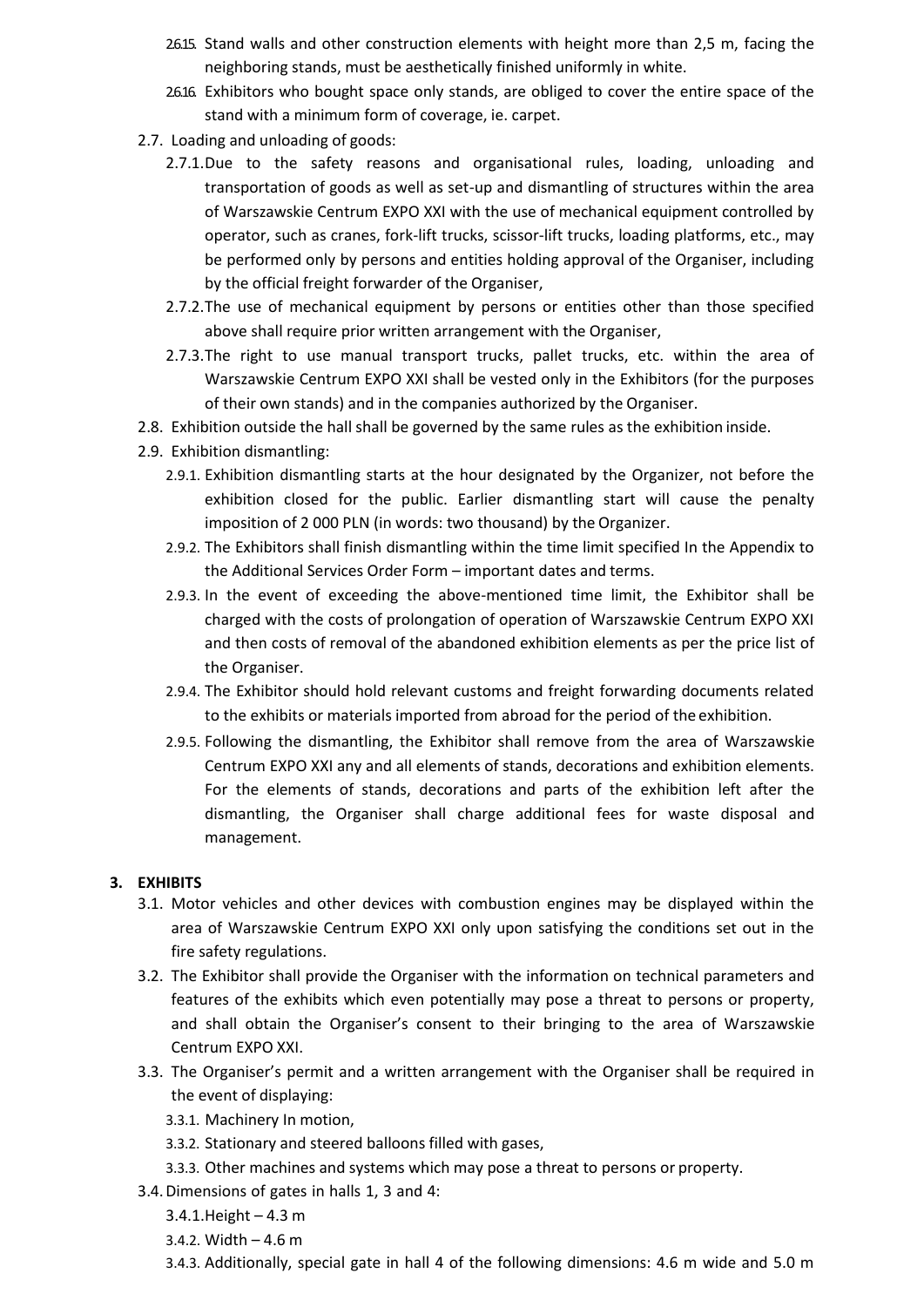- 2.6.15. Stand walls and other construction elements with height more than 2,5 m, facing the neighboring stands, must be aesthetically finished uniformly in white.
- 2.6.16. Exhibitors who bought space only stands, are obliged to cover the entire space of the stand with a minimum form of coverage, ie. carpet.

2.7. Loading and unloading of goods:

- 2.7.1. Due to the safety reasons and organisational rules, loading, unloading and transportation of goods as well as set-up and dismantling of structures within the area of Warszawskie Centrum EXPO XXI with the use of mechanical equipment controlled by operator, such as cranes, fork-lift trucks, scissor-lift trucks, loading platforms, etc., may be performed only by persons and entities holding approval of the Organiser, including by the official freight forwarder of the Organiser,
- 2.7.2. The use of mechanical equipment by persons or entities other than those specified above shall require prior written arrangement with the Organiser,
- 2.7.3. The right to use manual transport trucks, pallet trucks, etc. within the area of Warszawskie Centrum EXPO XXI shall be vested only in the Exhibitors (for the purposes of their own stands) and in the companies authorized by the Organiser.

2.8. Exhibition outside the hall shall be governed by the same rules as the exhibition inside.

2.9. Exhibition dismantling:

- 2.9.1. Exhibition dismantling starts at the hour designated by the Organizer, not before the exhibition closed for the public. Earlier dismantling start will cause the penalty imposition of 2 000 PLN (in words: two thousand) by the Organizer.
- 2.9.2. The Exhibitors shall finish dismantling within the time limit specified In the Appendix to the Additional Services Order Form – important dates and terms.
- 2.9.3. In the event of exceeding the above-mentioned time limit, the Exhibitor shall be charged with the costs of prolongation of operation of Warszawskie Centrum EXPO XXI and then costs of removal of the abandoned exhibition elements as per the price list of the Organiser.
- 2.9.4. The Exhibitor should hold relevant customs and freight forwarding documents related to the exhibits or materials imported from abroad for the period of the exhibition.
- 2.9.5. Following the dismantling, the Exhibitor shall remove from the area of Warszawskie Centrum EXPO XXI any and all elements of stands, decorations and exhibition elements. For the elements of stands, decorations and parts of the exhibition left after the dismantling, the Organiser shall charge additional fees for waste disposal and management.

## 3. EXHIBITS

3.1. Motor vehicles and other devices with combustion engines may be displayed within the area of Warszawskie Centrum EXPO XXI only upon satisfying the conditions set out in the fire safety regulations.

3.2. The Exhibitor shall provide the Organiser with the information on technical parameters and features of the exhibits which even potentially may pose a threat to persons or property, and shall obtain the Organiser's consent to their bringing to the area of Warszawskie Centrum EXPO XXI.

3.3. The Organiser's permit and a written arrangement with the Organiser shall be required in the event of displaying:

- 3.3.1. Machinery In motion,
- 3.3.2. Stationary and steered balloons filled with gases,
- 3.3.3. Other machines and systems which may pose a threat to persons or property.

3.4. Dimensions of gates in halls 1, 3 and 4:

- 3.4.1. Height – 4.3 m
- 3.4.2. Width – 4.6 m
- 3.4.3. Additionally, special gate in hall 4 of the following dimensions: 4.6 m wide and 5.0 m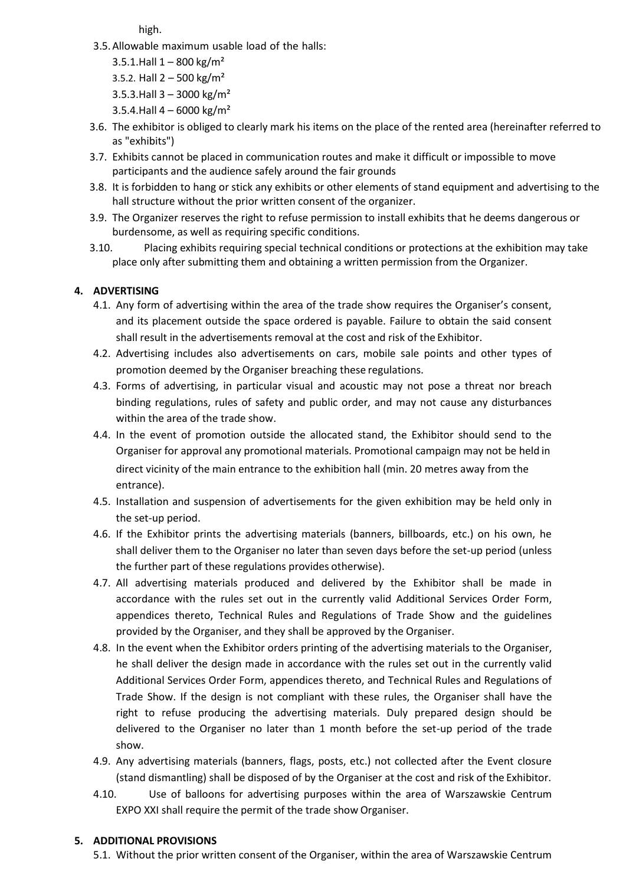high.

3.5. Allowable maximum usable load of the halls:
  3.5.1. Hall 1 – 800 kg/m²
  3.5.2. Hall 2 – 500 kg/m²
  3.5.3. Hall 3 – 3000 kg/m²
  3.5.4. Hall 4 – 6000 kg/m²

3.6. The exhibitor is obliged to clearly mark his items on the place of the rented area (hereinafter referred to as "exhibits")

3.7. Exhibits cannot be placed in communication routes and make it difficult or impossible to move participants and the audience safely around the fair grounds

3.8. It is forbidden to hang or stick any exhibits or other elements of stand equipment and advertising to the hall structure without the prior written consent of the organizer.

3.9. The Organizer reserves the right to refuse permission to install exhibits that he deems dangerous or burdensome, as well as requiring specific conditions.

3.10. Placing exhibits requiring special technical conditions or protections at the exhibition may take place only after submitting them and obtaining a written permission from the Organizer.

## 4. ADVERTISING

4.1. Any form of advertising within the area of the trade show requires the Organiser's consent, and its placement outside the space ordered is payable. Failure to obtain the said consent shall result in the advertisements removal at the cost and risk of the Exhibitor.

4.2. Advertising includes also advertisements on cars, mobile sale points and other types of promotion deemed by the Organiser breaching these regulations.

4.3. Forms of advertising, in particular visual and acoustic may not pose a threat nor breach binding regulations, rules of safety and public order, and may not cause any disturbances within the area of the trade show.

4.4. In the event of promotion outside the allocated stand, the Exhibitor should send to the Organiser for approval any promotional materials. Promotional campaign may not be held in direct vicinity of the main entrance to the exhibition hall (min. 20 metres away from the entrance).

4.5. Installation and suspension of advertisements for the given exhibition may be held only in the set-up period.

4.6. If the Exhibitor prints the advertising materials (banners, billboards, etc.) on his own, he shall deliver them to the Organiser no later than seven days before the set-up period (unless the further part of these regulations provides otherwise).

4.7. All advertising materials produced and delivered by the Exhibitor shall be made in accordance with the rules set out in the currently valid Additional Services Order Form, appendices thereto, Technical Rules and Regulations of Trade Show and the guidelines provided by the Organiser, and they shall be approved by the Organiser.

4.8. In the event when the Exhibitor orders printing of the advertising materials to the Organiser, he shall deliver the design made in accordance with the rules set out in the currently valid Additional Services Order Form, appendices thereto, and Technical Rules and Regulations of Trade Show. If the design is not compliant with these rules, the Organiser shall have the right to refuse producing the advertising materials. Duly prepared design should be delivered to the Organiser no later than 1 month before the set-up period of the trade show.

4.9. Any advertising materials (banners, flags, posts, etc.) not collected after the Event closure (stand dismantling) shall be disposed of by the Organiser at the cost and risk of the Exhibitor.

4.10. Use of balloons for advertising purposes within the area of Warszawskie Centrum EXPO XXI shall require the permit of the trade show Organiser.

## 5. ADDITIONAL PROVISIONS

5.1. Without the prior written consent of the Organiser, within the area of Warszawskie Centrum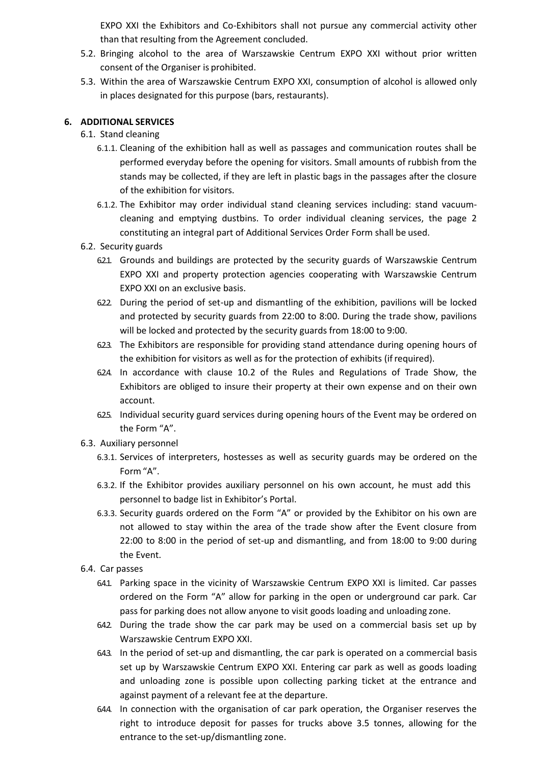EXPO XXI the Exhibitors and Co-Exhibitors shall not pursue any commercial activity other than that resulting from the Agreement concluded.

5.2. Bringing alcohol to the area of Warszawskie Centrum EXPO XXI without prior written consent of the Organiser is prohibited.

5.3. Within the area of Warszawskie Centrum EXPO XXI, consumption of alcohol is allowed only in places designated for this purpose (bars, restaurants).

## 6. ADDITIONAL SERVICES

6.1. Stand cleaning

6.1.1. Cleaning of the exhibition hall as well as passages and communication routes shall be performed everyday before the opening for visitors. Small amounts of rubbish from the stands may be collected, if they are left in plastic bags in the passages after the closure of the exhibition for visitors.

6.1.2. The Exhibitor may order individual stand cleaning services including: stand vacuum-cleaning and emptying dustbins. To order individual cleaning services, the page 2 constituting an integral part of Additional Services Order Form shall be used.

6.2. Security guards

6.2.1. Grounds and buildings are protected by the security guards of Warszawskie Centrum EXPO XXI and property protection agencies cooperating with Warszawskie Centrum EXPO XXI on an exclusive basis.

6.2.2. During the period of set-up and dismantling of the exhibition, pavilions will be locked and protected by security guards from 22:00 to 8:00. During the trade show, pavilions will be locked and protected by the security guards from 18:00 to 9:00.

6.2.3. The Exhibitors are responsible for providing stand attendance during opening hours of the exhibition for visitors as well as for the protection of exhibits (if required).

6.2.4. In accordance with clause 10.2 of the Rules and Regulations of Trade Show, the Exhibitors are obliged to insure their property at their own expense and on their own account.

6.2.5. Individual security guard services during opening hours of the Event may be ordered on the Form "A".

6.3. Auxiliary personnel

6.3.1. Services of interpreters, hostesses as well as security guards may be ordered on the Form "A".

6.3.2. If the Exhibitor provides auxiliary personnel on his own account, he must add this personnel to badge list in Exhibitor's Portal.

6.3.3. Security guards ordered on the Form "A" or provided by the Exhibitor on his own are not allowed to stay within the area of the trade show after the Event closure from 22:00 to 8:00 in the period of set-up and dismantling, and from 18:00 to 9:00 during the Event.

6.4. Car passes

6.4.1. Parking space in the vicinity of Warszawskie Centrum EXPO XXI is limited. Car passes ordered on the Form "A" allow for parking in the open or underground car park. Car pass for parking does not allow anyone to visit goods loading and unloading zone.

6.4.2. During the trade show the car park may be used on a commercial basis set up by Warszawskie Centrum EXPO XXI.

6.4.3. In the period of set-up and dismantling, the car park is operated on a commercial basis set up by Warszawskie Centrum EXPO XXI. Entering car park as well as goods loading and unloading zone is possible upon collecting parking ticket at the entrance and against payment of a relevant fee at the departure.

6.4.4. In connection with the organisation of car park operation, the Organiser reserves the right to introduce deposit for passes for trucks above 3.5 tonnes, allowing for the entrance to the set-up/dismantling zone.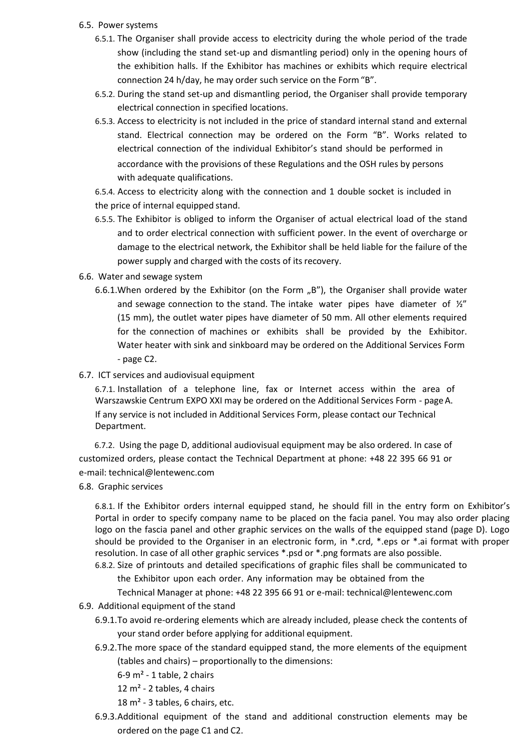6.5. Power systems

6.5.1. The Organiser shall provide access to electricity during the whole period of the trade show (including the stand set-up and dismantling period) only in the opening hours of the exhibition halls. If the Exhibitor has machines or exhibits which require electrical connection 24 h/day, he may order such service on the Form "B".

6.5.2. During the stand set-up and dismantling period, the Organiser shall provide temporary electrical connection in specified locations.

6.5.3. Access to electricity is not included in the price of standard internal stand and external stand. Electrical connection may be ordered on the Form "B". Works related to electrical connection of the individual Exhibitor's stand should be performed in accordance with the provisions of these Regulations and the OSH rules by persons with adequate qualifications.

6.5.4. Access to electricity along with the connection and 1 double socket is included in the price of internal equipped stand.

6.5.5. The Exhibitor is obliged to inform the Organiser of actual electrical load of the stand and to order electrical connection with sufficient power. In the event of overcharge or damage to the electrical network, the Exhibitor shall be held liable for the failure of the power supply and charged with the costs of its recovery.

6.6. Water and sewage system

6.6.1. When ordered by the Exhibitor (on the Form „B"), the Organiser shall provide water and sewage connection to the stand. The intake water pipes have diameter of ½" (15 mm), the outlet water pipes have diameter of 50 mm. All other elements required for the connection of machines or exhibits shall be provided by the Exhibitor. Water heater with sink and sinkboard may be ordered on the Additional Services Form - page C2.

6.7. ICT services and audiovisual equipment

6.7.1. Installation of a telephone line, fax or Internet access within the area of Warszawskie Centrum EXPO XXI may be ordered on the Additional Services Form - page A. If any service is not included in Additional Services Form, please contact our Technical Department.

6.7.2. Using the page D, additional audiovisual equipment may be also ordered. In case of customized orders, please contact the Technical Department at phone: +48 22 395 66 91 or e-mail: technical@lentewenc.com

6.8. Graphic services

6.8.1. If the Exhibitor orders internal equipped stand, he should fill in the entry form on Exhibitor's Portal in order to specify company name to be placed on the facia panel. You may also order placing logo on the fascia panel and other graphic services on the walls of the equipped stand (page D). Logo should be provided to the Organiser in an electronic form, in *.crd, *.eps or *.ai format with proper resolution. In case of all other graphic services *.psd or *.png formats are also possible.

6.8.2. Size of printouts and detailed specifications of graphic files shall be communicated to the Exhibitor upon each order. Any information may be obtained from the Technical Manager at phone: +48 22 395 66 91 or e-mail: technical@lentewenc.com

6.9. Additional equipment of the stand

6.9.1. To avoid re-ordering elements which are already included, please check the contents of your stand order before applying for additional equipment.

6.9.2. The more space of the standard equipped stand, the more elements of the equipment (tables and chairs) – proportionally to the dimensions:

6-9 m² - 1 table, 2 chairs

12 m² - 2 tables, 4 chairs

18 m² - 3 tables, 6 chairs, etc.

6.9.3. Additional equipment of the stand and additional construction elements may be ordered on the page C1 and C2.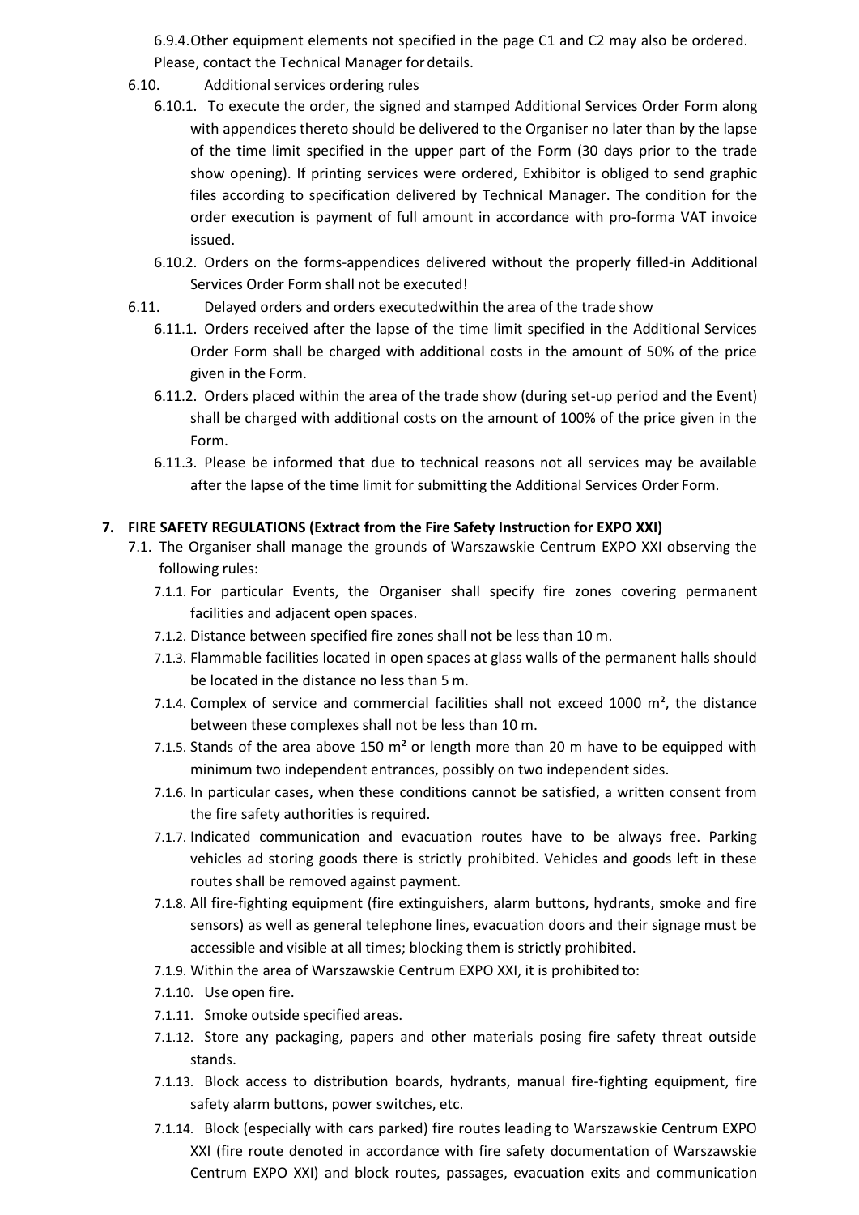6.9.4. Other equipment elements not specified in the page C1 and C2 may also be ordered. Please, contact the Technical Manager for details.

6.10. Additional services ordering rules

6.10.1. To execute the order, the signed and stamped Additional Services Order Form along with appendices thereto should be delivered to the Organiser no later than by the lapse of the time limit specified in the upper part of the Form (30 days prior to the trade show opening). If printing services were ordered, Exhibitor is obliged to send graphic files according to specification delivered by Technical Manager. The condition for the order execution is payment of full amount in accordance with pro-forma VAT invoice issued.

6.10.2. Orders on the forms-appendices delivered without the properly filled-in Additional Services Order Form shall not be executed!

6.11. Delayed orders and orders executedwithin the area of the trade show

6.11.1. Orders received after the lapse of the time limit specified in the Additional Services Order Form shall be charged with additional costs in the amount of 50% of the price given in the Form.

6.11.2. Orders placed within the area of the trade show (during set-up period and the Event) shall be charged with additional costs on the amount of 100% of the price given in the Form.

6.11.3. Please be informed that due to technical reasons not all services may be available after the lapse of the time limit for submitting the Additional Services Order Form.

## 7. FIRE SAFETY REGULATIONS (Extract from the Fire Safety Instruction for EXPO XXI)

7.1. The Organiser shall manage the grounds of Warszawskie Centrum EXPO XXI observing the following rules:

7.1.1. For particular Events, the Organiser shall specify fire zones covering permanent facilities and adjacent open spaces.

7.1.2. Distance between specified fire zones shall not be less than 10 m.

7.1.3. Flammable facilities located in open spaces at glass walls of the permanent halls should be located in the distance no less than 5 m.

7.1.4. Complex of service and commercial facilities shall not exceed 1000 m², the distance between these complexes shall not be less than 10 m.

7.1.5. Stands of the area above 150 m² or length more than 20 m have to be equipped with minimum two independent entrances, possibly on two independent sides.

7.1.6. In particular cases, when these conditions cannot be satisfied, a written consent from the fire safety authorities is required.

7.1.7. Indicated communication and evacuation routes have to be always free. Parking vehicles ad storing goods there is strictly prohibited. Vehicles and goods left in these routes shall be removed against payment.

7.1.8. All fire-fighting equipment (fire extinguishers, alarm buttons, hydrants, smoke and fire sensors) as well as general telephone lines, evacuation doors and their signage must be accessible and visible at all times; blocking them is strictly prohibited.

7.1.9. Within the area of Warszawskie Centrum EXPO XXI, it is prohibited to:

7.1.10. Use open fire.

7.1.11. Smoke outside specified areas.

7.1.12. Store any packaging, papers and other materials posing fire safety threat outside stands.

7.1.13. Block access to distribution boards, hydrants, manual fire-fighting equipment, fire safety alarm buttons, power switches, etc.

7.1.14. Block (especially with cars parked) fire routes leading to Warszawskie Centrum EXPO XXI (fire route denoted in accordance with fire safety documentation of Warszawskie Centrum EXPO XXI) and block routes, passages, evacuation exits and communication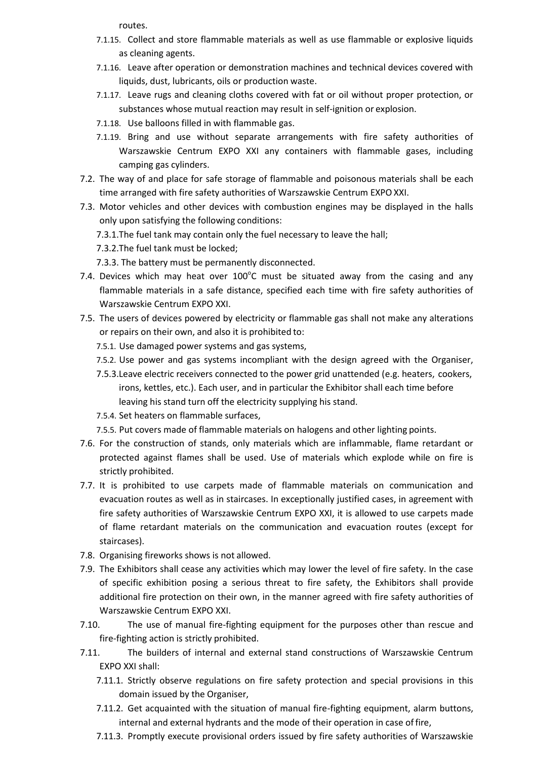routes.

- 7.1.15. Collect and store flammable materials as well as use flammable or explosive liquids as cleaning agents.
- 7.1.16. Leave after operation or demonstration machines and technical devices covered with liquids, dust, lubricants, oils or production waste.
- 7.1.17. Leave rugs and cleaning cloths covered with fat or oil without proper protection, or substances whose mutual reaction may result in self-ignition or explosion.
- 7.1.18. Use balloons filled in with flammable gas.
- 7.1.19. Bring and use without separate arrangements with fire safety authorities of Warszawskie Centrum EXPO XXI any containers with flammable gases, including camping gas cylinders.

7.2. The way of and place for safe storage of flammable and poisonous materials shall be each time arranged with fire safety authorities of Warszawskie Centrum EXPO XXI.

7.3. Motor vehicles and other devices with combustion engines may be displayed in the halls only upon satisfying the following conditions:

- 7.3.1. The fuel tank may contain only the fuel necessary to leave the hall;
- 7.3.2. The fuel tank must be locked;
- 7.3.3. The battery must be permanently disconnected.

7.4. Devices which may heat over 100°C must be situated away from the casing and any flammable materials in a safe distance, specified each time with fire safety authorities of Warszawskie Centrum EXPO XXI.

7.5. The users of devices powered by electricity or flammable gas shall not make any alterations or repairs on their own, and also it is prohibited to:

- 7.5.1. Use damaged power systems and gas systems,
- 7.5.2. Use power and gas systems incompliant with the design agreed with the Organiser,
- 7.5.3. Leave electric receivers connected to the power grid unattended (e.g. heaters, cookers, irons, kettles, etc.). Each user, and in particular the Exhibitor shall each time before leaving his stand turn off the electricity supplying his stand.
- 7.5.4. Set heaters on flammable surfaces,
- 7.5.5. Put covers made of flammable materials on halogens and other lighting points.

7.6. For the construction of stands, only materials which are inflammable, flame retardant or protected against flames shall be used. Use of materials which explode while on fire is strictly prohibited.

7.7. It is prohibited to use carpets made of flammable materials on communication and evacuation routes as well as in staircases. In exceptionally justified cases, in agreement with fire safety authorities of Warszawskie Centrum EXPO XXI, it is allowed to use carpets made of flame retardant materials on the communication and evacuation routes (except for staircases).

7.8. Organising fireworks shows is not allowed.

7.9. The Exhibitors shall cease any activities which may lower the level of fire safety. In the case of specific exhibition posing a serious threat to fire safety, the Exhibitors shall provide additional fire protection on their own, in the manner agreed with fire safety authorities of Warszawskie Centrum EXPO XXI.

7.10. The use of manual fire-fighting equipment for the purposes other than rescue and fire-fighting action is strictly prohibited.

7.11. The builders of internal and external stand constructions of Warszawskie Centrum EXPO XXI shall:

- 7.11.1. Strictly observe regulations on fire safety protection and special provisions in this domain issued by the Organiser,
- 7.11.2. Get acquainted with the situation of manual fire-fighting equipment, alarm buttons, internal and external hydrants and the mode of their operation in case of fire,
- 7.11.3. Promptly execute provisional orders issued by fire safety authorities of Warszawskie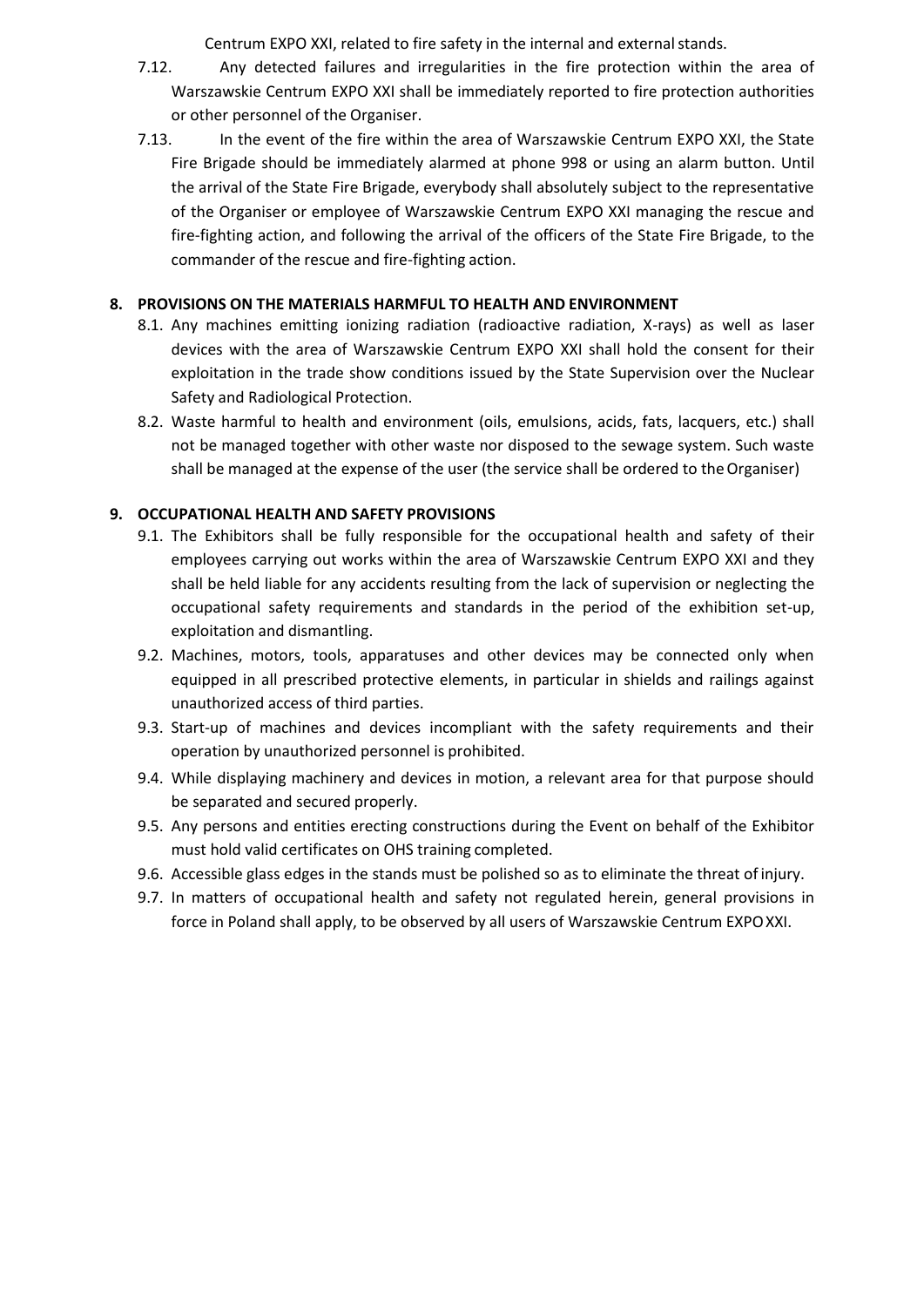Centrum EXPO XXI, related to fire safety in the internal and external stands.

7.12. Any detected failures and irregularities in the fire protection within the area of Warszawskie Centrum EXPO XXI shall be immediately reported to fire protection authorities or other personnel of the Organiser.

7.13. In the event of the fire within the area of Warszawskie Centrum EXPO XXI, the State Fire Brigade should be immediately alarmed at phone 998 or using an alarm button. Until the arrival of the State Fire Brigade, everybody shall absolutely subject to the representative of the Organiser or employee of Warszawskie Centrum EXPO XXI managing the rescue and fire-fighting action, and following the arrival of the officers of the State Fire Brigade, to the commander of the rescue and fire-fighting action.

**8. PROVISIONS ON THE MATERIALS HARMFUL TO HEALTH AND ENVIRONMENT**

8.1. Any machines emitting ionizing radiation (radioactive radiation, X-rays) as well as laser devices with the area of Warszawskie Centrum EXPO XXI shall hold the consent for their exploitation in the trade show conditions issued by the State Supervision over the Nuclear Safety and Radiological Protection.

8.2. Waste harmful to health and environment (oils, emulsions, acids, fats, lacquers, etc.) shall not be managed together with other waste nor disposed to the sewage system. Such waste shall be managed at the expense of the user (the service shall be ordered to the Organiser)

**9. OCCUPATIONAL HEALTH AND SAFETY PROVISIONS**

9.1. The Exhibitors shall be fully responsible for the occupational health and safety of their employees carrying out works within the area of Warszawskie Centrum EXPO XXI and they shall be held liable for any accidents resulting from the lack of supervision or neglecting the occupational safety requirements and standards in the period of the exhibition set-up, exploitation and dismantling.

9.2. Machines, motors, tools, apparatuses and other devices may be connected only when equipped in all prescribed protective elements, in particular in shields and railings against unauthorized access of third parties.

9.3. Start-up of machines and devices incompliant with the safety requirements and their operation by unauthorized personnel is prohibited.

9.4. While displaying machinery and devices in motion, a relevant area for that purpose should be separated and secured properly.

9.5. Any persons and entities erecting constructions during the Event on behalf of the Exhibitor must hold valid certificates on OHS training completed.

9.6. Accessible glass edges in the stands must be polished so as to eliminate the threat of injury.

9.7. In matters of occupational health and safety not regulated herein, general provisions in force in Poland shall apply, to be observed by all users of Warszawskie Centrum EXPO XXI.